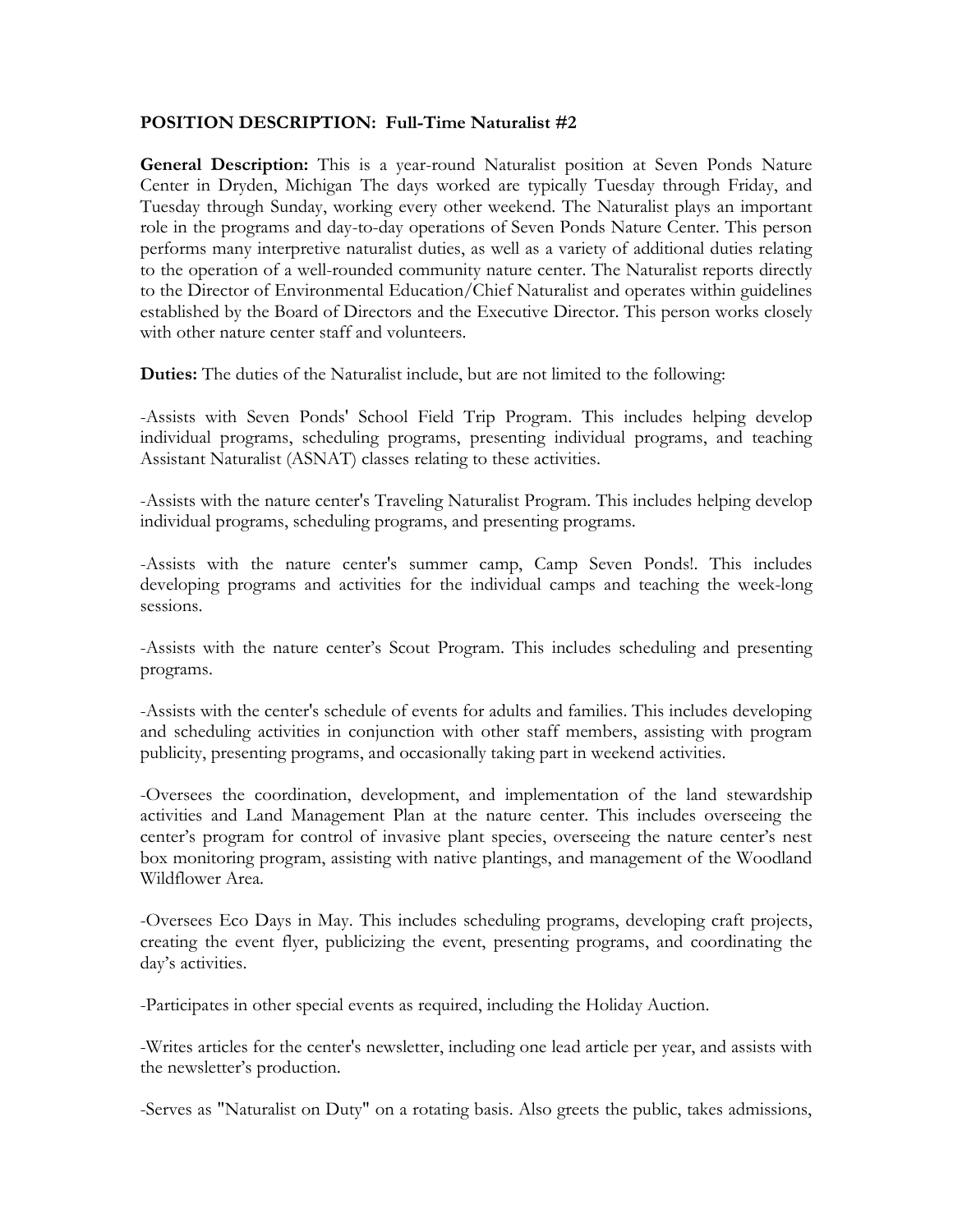**POSITION DESCRIPTION: Full-Time Naturalist #2**

**General Description:** This is a year-round Naturalist position at Seven Ponds Nature Center in Dryden, Michigan The days worked are typically Tuesday through Friday, and Tuesday through Sunday, working every other weekend. The Naturalist plays an important role in the programs and day-to-day operations of Seven Ponds Nature Center. This person performs many interpretive naturalist duties, as well as a variety of additional duties relating to the operation of a well-rounded community nature center. The Naturalist reports directly to the Director of Environmental Education/Chief Naturalist and operates within guidelines established by the Board of Directors and the Executive Director. This person works closely with other nature center staff and volunteers.

**Duties:** The duties of the Naturalist include, but are not limited to the following:

-Assists with Seven Ponds' School Field Trip Program. This includes helping develop individual programs, scheduling programs, presenting individual programs, and teaching Assistant Naturalist (ASNAT) classes relating to these activities.

-Assists with the nature center's Traveling Naturalist Program. This includes helping develop individual programs, scheduling programs, and presenting programs.

-Assists with the nature center's summer camp, Camp Seven Ponds!. This includes developing programs and activities for the individual camps and teaching the week-long sessions.

-Assists with the nature center's Scout Program. This includes scheduling and presenting programs.

-Assists with the center's schedule of events for adults and families. This includes developing and scheduling activities in conjunction with other staff members, assisting with program publicity, presenting programs, and occasionally taking part in weekend activities.

-Oversees the coordination, development, and implementation of the land stewardship activities and Land Management Plan at the nature center. This includes overseeing the center's program for control of invasive plant species, overseeing the nature center's nest box monitoring program, assisting with native plantings, and management of the Woodland Wildflower Area.

-Oversees Eco Days in May. This includes scheduling programs, developing craft projects, creating the event flyer, publicizing the event, presenting programs, and coordinating the day's activities.

-Participates in other special events as required, including the Holiday Auction.

-Writes articles for the center's newsletter, including one lead article per year, and assists with the newsletter's production.

-Serves as "Naturalist on Duty" on a rotating basis. Also greets the public, takes admissions,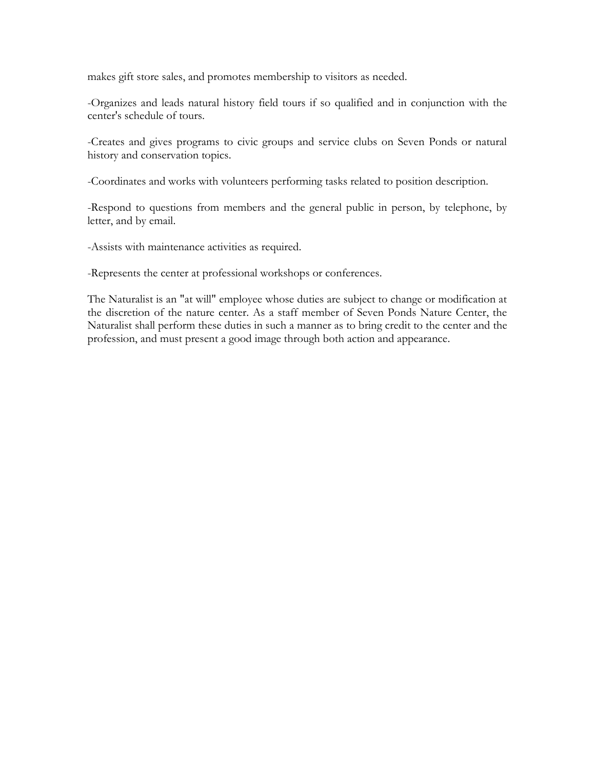makes gift store sales, and promotes membership to visitors as needed.

-Organizes and leads natural history field tours if so qualified and in conjunction with the center's schedule of tours.

-Creates and gives programs to civic groups and service clubs on Seven Ponds or natural history and conservation topics.

-Coordinates and works with volunteers performing tasks related to position description.

-Respond to questions from members and the general public in person, by telephone, by letter, and by email.

-Assists with maintenance activities as required.

-Represents the center at professional workshops or conferences.

The Naturalist is an "at will" employee whose duties are subject to change or modification at the discretion of the nature center. As a staff member of Seven Ponds Nature Center, the Naturalist shall perform these duties in such a manner as to bring credit to the center and the profession, and must present a good image through both action and appearance.